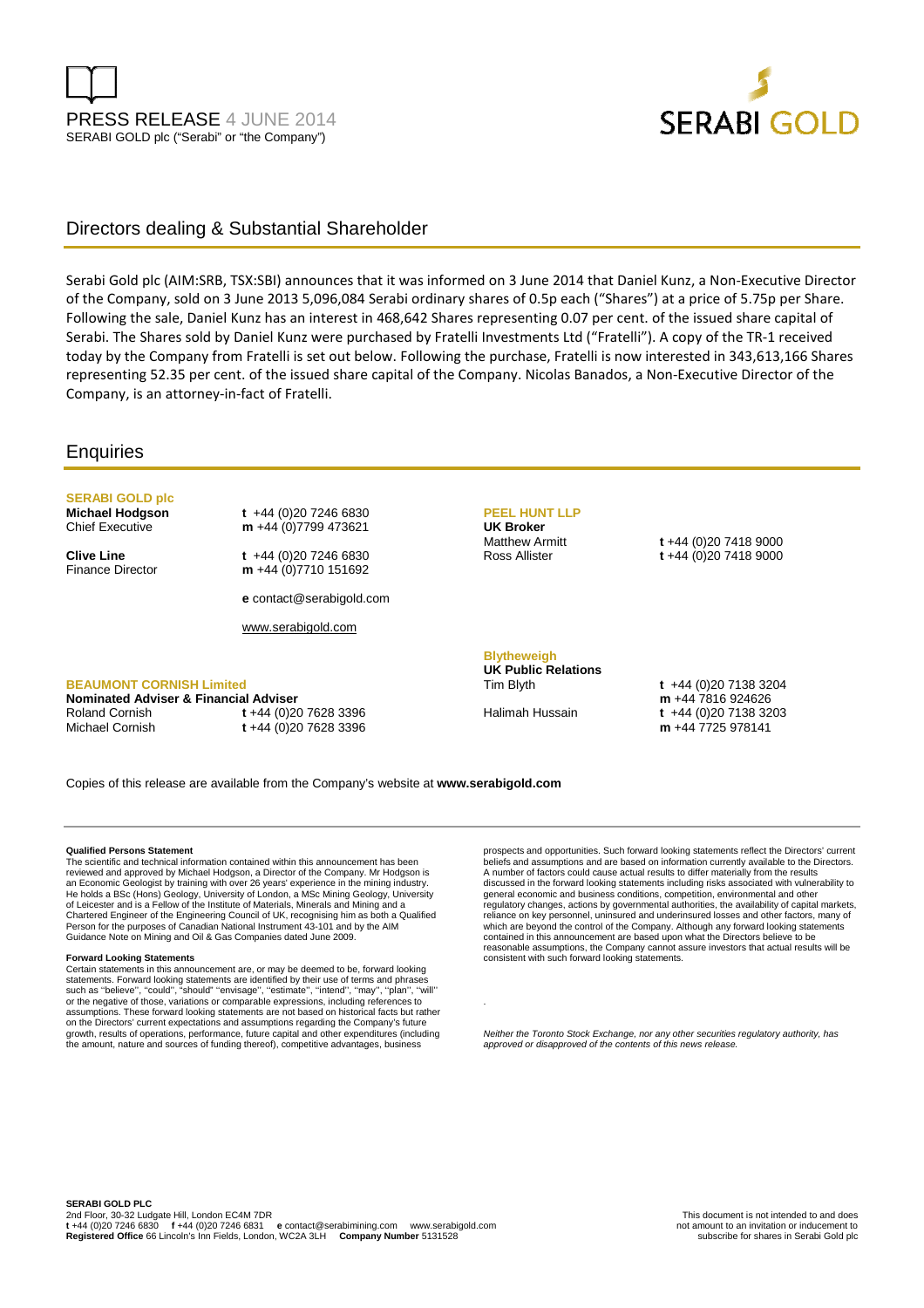PRESS RELEASE 4 JUNE 2014

SERABI GOLD plc ("Serabi" or "the Company")

SERABI GOLD

## Directors dealing & Substantial Shareholder

Serabi Gold plc (AIM:SRB, TSX:SBI) announces that it was informed on 3 June 2014 that Daniel Kunz, a Non-Executive Director of the Company, sold on 3 June 2013 5,096,084 Serabi ordinary shares of 0.5p each ("Shares") at a price of 5.75p per Share. Following the sale, Daniel Kunz has an interest in 468,642 Shares representing 0.07 per cent. of the issued share capital of Serabi. The Shares sold by Daniel Kunz were purchased by Fratelli Investments Ltd ("Fratelli"). A copy of the TR-1 received today by the Company from Fratelli is set out below. Following the purchase, Fratelli is now interested in 343,613,166 Shares representing 52.35 per cent. of the issued share capital of the Company. Nicolas Banados, a Non-Executive Director of the Company, is an attorney-in-fact of Fratelli.

## Enquiries

**SERABI GOLD plc**

**Michael Hodgson** — **t** +44 (0)20 7246 6830
Chief Executive — **m** +44 (0)7799 473621

**Clive Line** — **t** +44 (0)20 7246 6830
Finance Director — **m** +44 (0)7710 151692

**e** contact@serabigold.com

www.serabigold.com

**BEAUMONT CORNISH Limited**
**Nominated Adviser & Financial Adviser**
Roland Cornish — **t** +44 (0)20 7628 3396
Michael Cornish — **t** +44 (0)20 7628 3396

**PEEL HUNT LLP**
**UK Broker**
Matthew Armitt — **t** +44 (0)20 7418 9000
Ross Allister — **t** +44 (0)20 7418 9000

**Blytheweigh**
**UK Public Relations**
Tim Blyth — **t** +44 (0)20 7138 3204, **m** +44 7816 924626
Halimah Hussain — **t** +44 (0)20 7138 3203, **m** +44 7725 978141

Copies of this release are available from the Company's website at **www.serabigold.com**

**Qualified Persons Statement**

The scientific and technical information contained within this announcement has been reviewed and approved by Michael Hodgson, a Director of the Company. Mr Hodgson is an Economic Geologist by training with over 26 years' experience in the mining industry. He holds a BSc (Hons) Geology, University of London, a MSc Mining Geology, University of Leicester and is a Fellow of the Institute of Materials, Minerals and Mining and a Chartered Engineer of the Engineering Council of UK, recognising him as both a Qualified Person for the purposes of Canadian National Instrument 43-101 and by the AIM Guidance Note on Mining and Oil & Gas Companies dated June 2009.

**Forward Looking Statements**

Certain statements in this announcement are, or may be deemed to be, forward looking statements. Forward looking statements are identified by their use of terms and phrases such as ''believe'', ''could'', "should" ''envisage'', ''estimate'', ''intend'', ''may'', ''plan'', ''will'' or the negative of those, variations or comparable expressions, including references to assumptions. These forward looking statements are not based on historical facts but rather on the Directors' current expectations and assumptions regarding the Company's future growth, results of operations, performance, future capital and other expenditures (including the amount, nature and sources of funding thereof), competitive advantages, business prospects and opportunities. Such forward looking statements reflect the Directors' current beliefs and assumptions and are based on information currently available to the Directors. A number of factors could cause actual results to differ materially from the results discussed in the forward looking statements including risks associated with vulnerability to general economic and business conditions, competition, environmental and other regulatory changes, actions by governmental authorities, the availability of capital markets, reliance on key personnel, uninsured and underinsured losses and other factors, many of which are beyond the control of the Company. Although any forward looking statements contained in this announcement are based upon what the Directors believe to be reasonable assumptions, the Company cannot assure investors that actual results will be consistent with such forward looking statements.

*Neither the Toronto Stock Exchange, nor any other securities regulatory authority, has approved or disapproved of the contents of this news release.*

**SERABI GOLD PLC**
2nd Floor, 30-32 Ludgate Hill, London EC4M 7DR
**t** +44 (0)20 7246 6830 **f** +44 (0)20 7246 6831 **e** contact@serabimining.com www.serabigold.com
**Registered Office** 66 Lincoln's Inn Fields, London, WC2A 3LH **Company Number** 5131528

This document is not intended to and does not amount to an invitation or inducement to subscribe for shares in Serabi Gold plc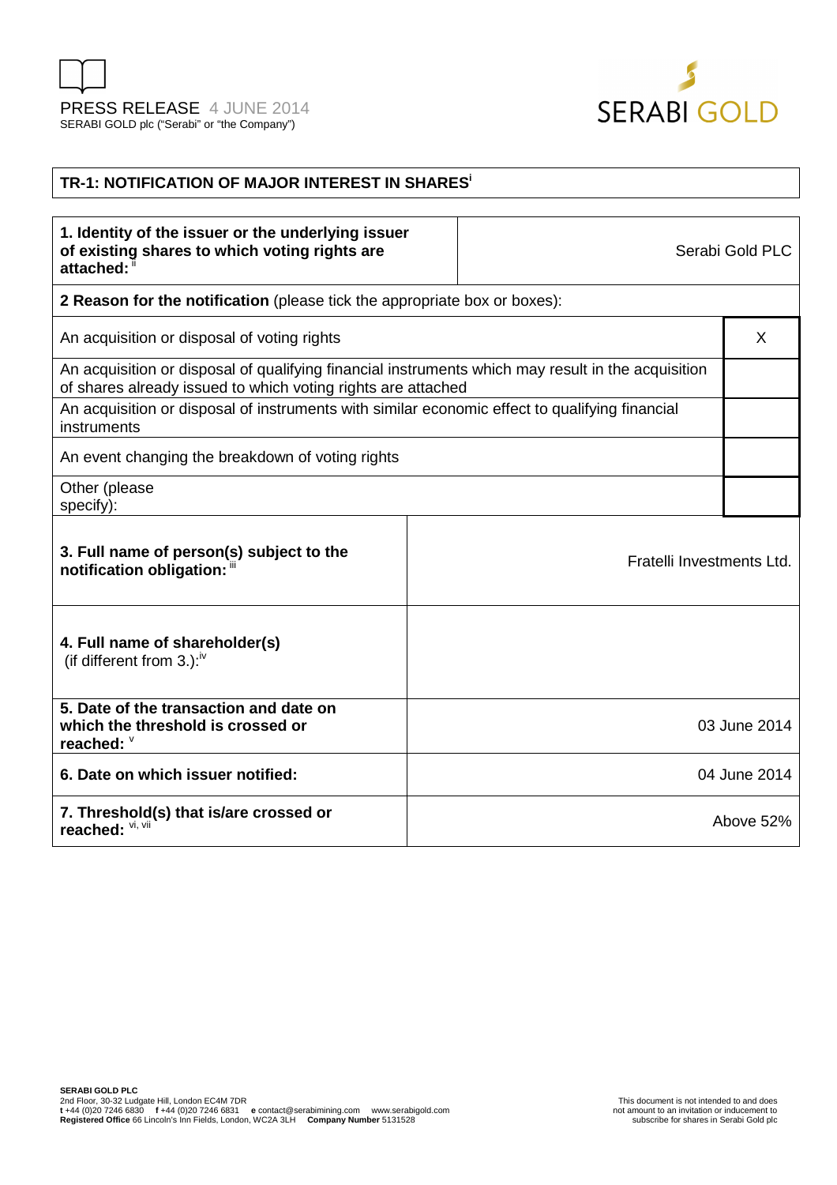PRESS RELEASE 4 JUNE 2014
SERABI GOLD plc ("Serabi" or "the Company")

## TR-1: NOTIFICATION OF MAJOR INTEREST IN SHARES[i]

| **1. Identity of the issuer or the underlying issuer of existing shares to which voting rights are attached:** [ii] | Serabi Gold PLC |
|---|---|
| **2 Reason for the notification** (please tick the appropriate box or boxes): | |
| An acquisition or disposal of voting rights | X |
| An acquisition or disposal of qualifying financial instruments which may result in the acquisition of shares already issued to which voting rights are attached | |
| An acquisition or disposal of instruments with similar economic effect to qualifying financial instruments | |
| An event changing the breakdown of voting rights | |
| Other (please specify): | |

| | |
|---|---|
| **3. Full name of person(s) subject to the notification obligation:** [iii] | Fratelli Investments Ltd. |
| **4. Full name of shareholder(s)** (if different from 3.):[iv] | |
| **5. Date of the transaction and date on which the threshold is crossed or reached:** [v] | 03 June 2014 |
| **6. Date on which issuer notified:** | 04 June 2014 |
| **7. Threshold(s) that is/are crossed or reached:** [vi, vii] | Above 52% |

**SERABI GOLD PLC**
2nd Floor, 30-32 Ludgate Hill, London EC4M 7DR
**t** +44 (0)20 7246 6830 **f** +44 (0)20 7246 6831 **e** contact@serabimining.com www.serabigold.com
**Registered Office** 66 Lincoln's Inn Fields, London, WC2A 3LH **Company Number** 5131528

This document is not intended to and does not amount to an invitation or inducement to subscribe for shares in Serabi Gold plc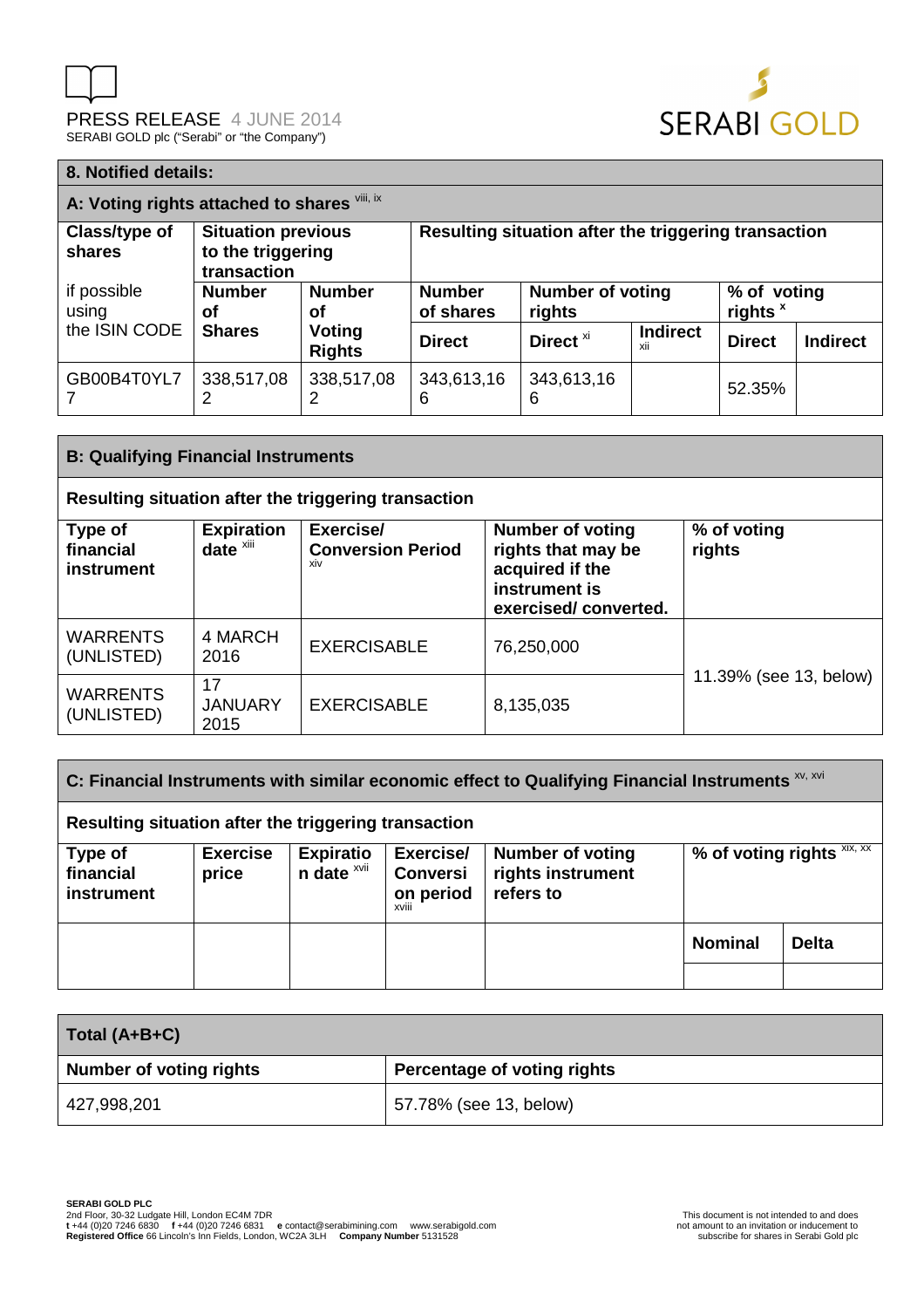## 8. Notified details:

### A: Voting rights attached to shares [viii, ix]

| Class/type of shares | Situation previous to the triggering transaction | | Resulting situation after the triggering transaction | | | | |
|---|---|---|---|---|---|---|---|
| if possible using the ISIN CODE | Number of Shares | Number of Voting Rights | Number of shares | Number of voting rights | | % of voting rights [x] | |
| | | | Direct | Direct [xi] | Indirect [xii] | Direct | Indirect |
| GB00B4T0YL77 | 338,517,082 | 338,517,082 | 343,613,166 | 343,613,166 | | 52.35% | |

### B: Qualifying Financial Instruments

**Resulting situation after the triggering transaction**

| Type of financial instrument | Expiration date [xiii] | Exercise/ Conversion Period [xiv] | Number of voting rights that may be acquired if the instrument is exercised/ converted. | % of voting rights |
|---|---|---|---|---|
| WARRENTS (UNLISTED) | 4 MARCH 2016 | EXERCISABLE | 76,250,000 | 11.39% (see 13, below) |
| WARRENTS (UNLISTED) | 17 JANUARY 2015 | EXERCISABLE | 8,135,035 | |

### C: Financial Instruments with similar economic effect to Qualifying Financial Instruments [xv, xvi]

**Resulting situation after the triggering transaction**

| Type of financial instrument | Exercise price | Expiration date [xvii] | Exercise/ Conversion period [xviii] | Number of voting rights instrument refers to | % of voting rights [xix, xx] | |
|---|---|---|---|---|---|---|
| | | | | | Nominal | Delta |
| | | | | | | |

### Total (A+B+C)

| Number of voting rights | Percentage of voting rights |
|---|---|
| 427,998,201 | 57.78% (see 13, below) |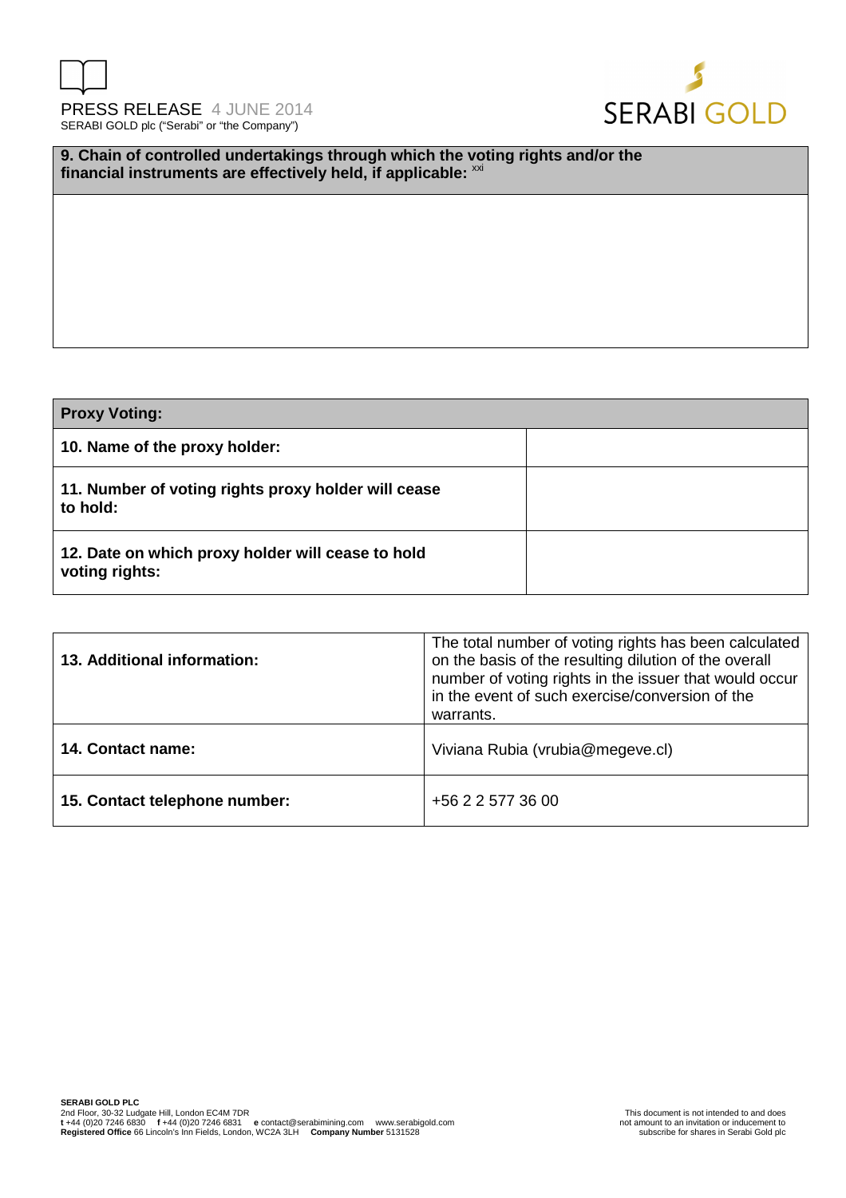| **9. Chain of controlled undertakings through which the voting rights and/or the financial instruments are effectively held, if applicable:** [xxi] |
| --- |
| |

| **Proxy Voting:** | |
| --- | --- |
| **10. Name of the proxy holder:** | |
| **11. Number of voting rights proxy holder will cease to hold:** | |
| **12. Date on which proxy holder will cease to hold voting rights:** | |

| | |
| --- | --- |
| **13. Additional information:** | The total number of voting rights has been calculated on the basis of the resulting dilution of the overall number of voting rights in the issuer that would occur in the event of such exercise/conversion of the warrants. |
| **14. Contact name:** | Viviana Rubia (vrubia@megeve.cl) |
| **15. Contact telephone number:** | +56 2 2 577 36 00 |